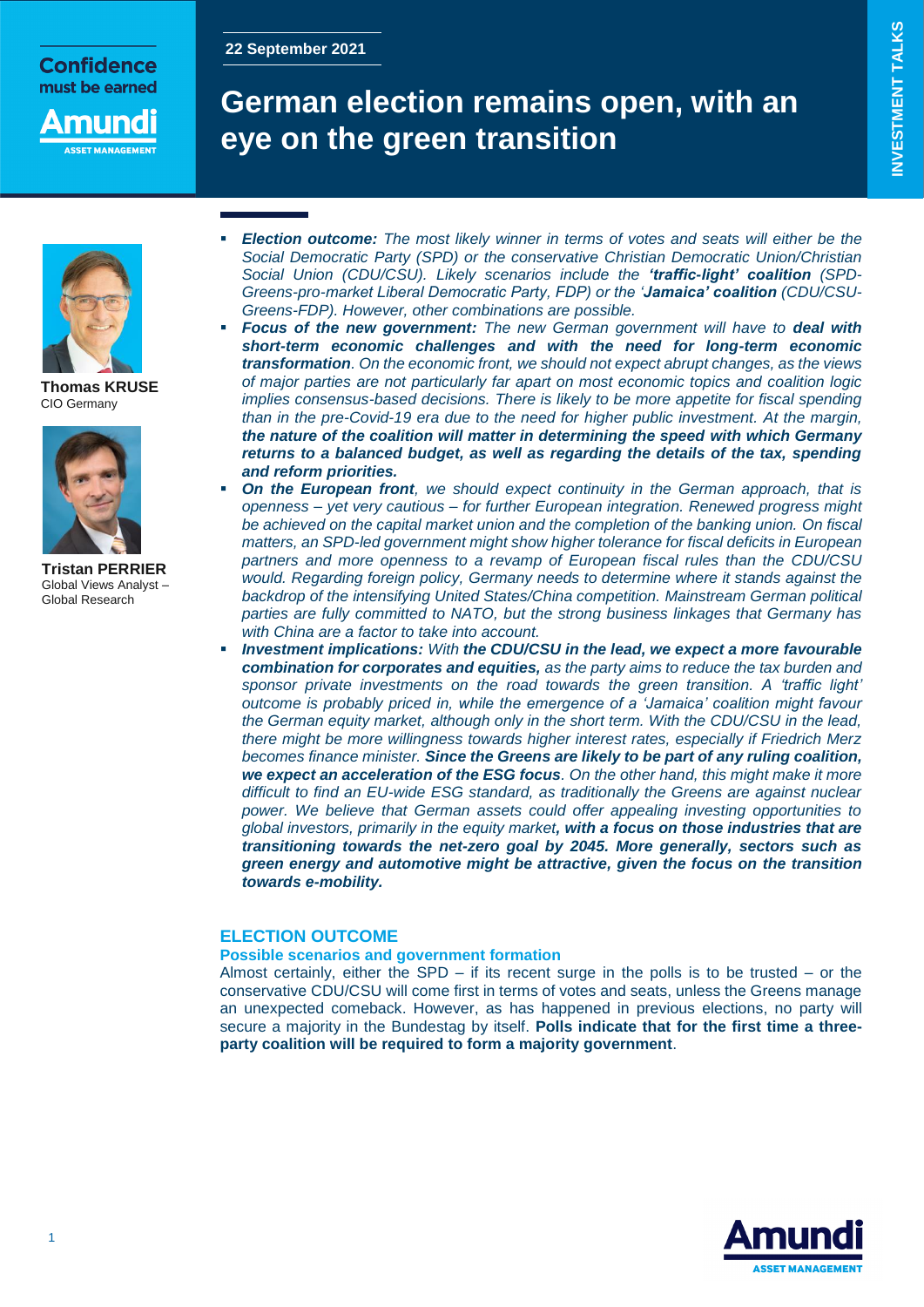22 September 2021

# German election remains open, with an eye on the green transition

**Thomas KRUSE**
CIO Germany

**Tristan PERRIER**
Global Views Analyst – Global Research

- ***Election outcome:*** *The most likely winner in terms of votes and seats will either be the Social Democratic Party (SPD) or the conservative Christian Democratic Union/Christian Social Union (CDU/CSU). Likely scenarios include the* ***'traffic-light' coalition*** *(SPD-Greens-pro-market Liberal Democratic Party, FDP) or the '****Jamaica' coalition*** *(CDU/CSU-Greens-FDP). However, other combinations are possible.*
- ***Focus of the new government:*** *The new German government will have to* ***deal with short-term economic challenges and with the need for long-term economic transformation****. On the economic front, we should not expect abrupt changes, as the views of major parties are not particularly far apart on most economic topics and coalition logic implies consensus-based decisions. There is likely to be more appetite for fiscal spending than in the pre-Covid-19 era due to the need for higher public investment. At the margin,* ***the nature of the coalition will matter in determining the speed with which Germany returns to a balanced budget, as well as regarding the details of the tax, spending and reform priorities.***
- ***On the European front****, we should expect continuity in the German approach, that is openness – yet very cautious – for further European integration. Renewed progress might be achieved on the capital market union and the completion of the banking union. On fiscal matters, an SPD-led government might show higher tolerance for fiscal deficits in European partners and more openness to a revamp of European fiscal rules than the CDU/CSU would. Regarding foreign policy, Germany needs to determine where it stands against the backdrop of the intensifying United States/China competition. Mainstream German political parties are fully committed to NATO, but the strong business linkages that Germany has with China are a factor to take into account.*
- ***Investment implications:*** *With* ***the CDU/CSU in the lead, we expect a more favourable combination for corporates and equities,*** *as the party aims to reduce the tax burden and sponsor private investments on the road towards the green transition. A 'traffic light' outcome is probably priced in, while the emergence of a 'Jamaica' coalition might favour the German equity market, although only in the short term. With the CDU/CSU in the lead, there might be more willingness towards higher interest rates, especially if Friedrich Merz becomes finance minister.* ***Since the Greens are likely to be part of any ruling coalition, we expect an acceleration of the ESG focus****. On the other hand, this might make it more difficult to find an EU-wide ESG standard, as traditionally the Greens are against nuclear power. We believe that German assets could offer appealing investing opportunities to global investors, primarily in the equity market****, with a focus on those industries that are transitioning towards the net-zero goal by 2045. More generally, sectors such as green energy and automotive might be attractive, given the focus on the transition towards e-mobility.***

## ELECTION OUTCOME

### Possible scenarios and government formation

Almost certainly, either the SPD – if its recent surge in the polls is to be trusted – or the conservative CDU/CSU will come first in terms of votes and seats, unless the Greens manage an unexpected comeback. However, as has happened in previous elections, no party will secure a majority in the Bundestag by itself. **Polls indicate that for the first time a three-party coalition will be required to form a majority government**.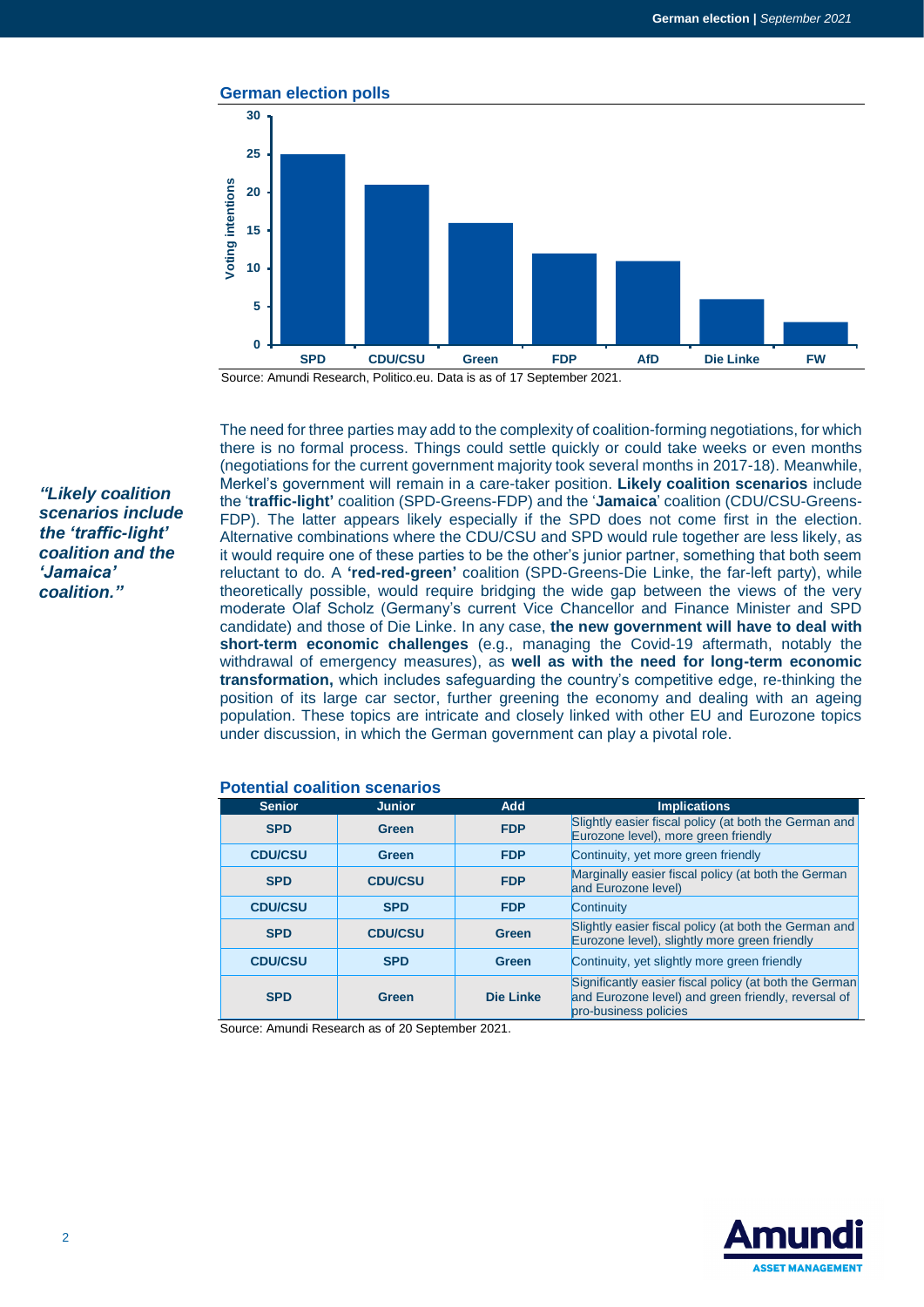### German election polls

| Party | Voting intentions |
|---|---|
| SPD | 25 |
| CDU/CSU | 21 |
| Green | 16 |
| FDP | 12 |
| AfD | 11 |
| Die Linke | 6 |
| FW | 3 |

Source: Amundi Research, Politico.eu. Data is as of 17 September 2021.

*"Likely coalition scenarios include the 'traffic-light' coalition and the 'Jamaica' coalition."*

The need for three parties may add to the complexity of coalition-forming negotiations, for which there is no formal process. Things could settle quickly or could take weeks or even months (negotiations for the current government majority took several months in 2017-18). Meanwhile, Merkel's government will remain in a care-taker position. **Likely coalition scenarios** include the '**traffic-light'** coalition (SPD-Greens-FDP) and the '**Jamaica**' coalition (CDU/CSU-Greens-FDP). The latter appears likely especially if the SPD does not come first in the election. Alternative combinations where the CDU/CSU and SPD would rule together are less likely, as it would require one of these parties to be the other's junior partner, something that both seem reluctant to do. A **'red-red-green'** coalition (SPD-Greens-Die Linke, the far-left party), while theoretically possible, would require bridging the wide gap between the views of the very moderate Olaf Scholz (Germany's current Vice Chancellor and Finance Minister and SPD candidate) and those of Die Linke. In any case, **the new government will have to deal with short-term economic challenges** (e.g., managing the Covid-19 aftermath, notably the withdrawal of emergency measures), as **well as with the need for long-term economic transformation,** which includes safeguarding the country's competitive edge, re-thinking the position of its large car sector, further greening the economy and dealing with an ageing population. These topics are intricate and closely linked with other EU and Eurozone topics under discussion, in which the German government can play a pivotal role.

### Potential coalition scenarios

| Senior | Junior | Add | Implications |
|---|---|---|---|
| SPD | Green | FDP | Slightly easier fiscal policy (at both the German and Eurozone level), more green friendly |
| CDU/CSU | Green | FDP | Continuity, yet more green friendly |
| SPD | CDU/CSU | FDP | Marginally easier fiscal policy (at both the German and Eurozone level) |
| CDU/CSU | SPD | FDP | Continuity |
| SPD | CDU/CSU | Green | Slightly easier fiscal policy (at both the German and Eurozone level), slightly more green friendly |
| CDU/CSU | SPD | Green | Continuity, yet slightly more green friendly |
| SPD | Green | Die Linke | Significantly easier fiscal policy (at both the German and Eurozone level) and green friendly, reversal of pro-business policies |

Source: Amundi Research as of 20 September 2021.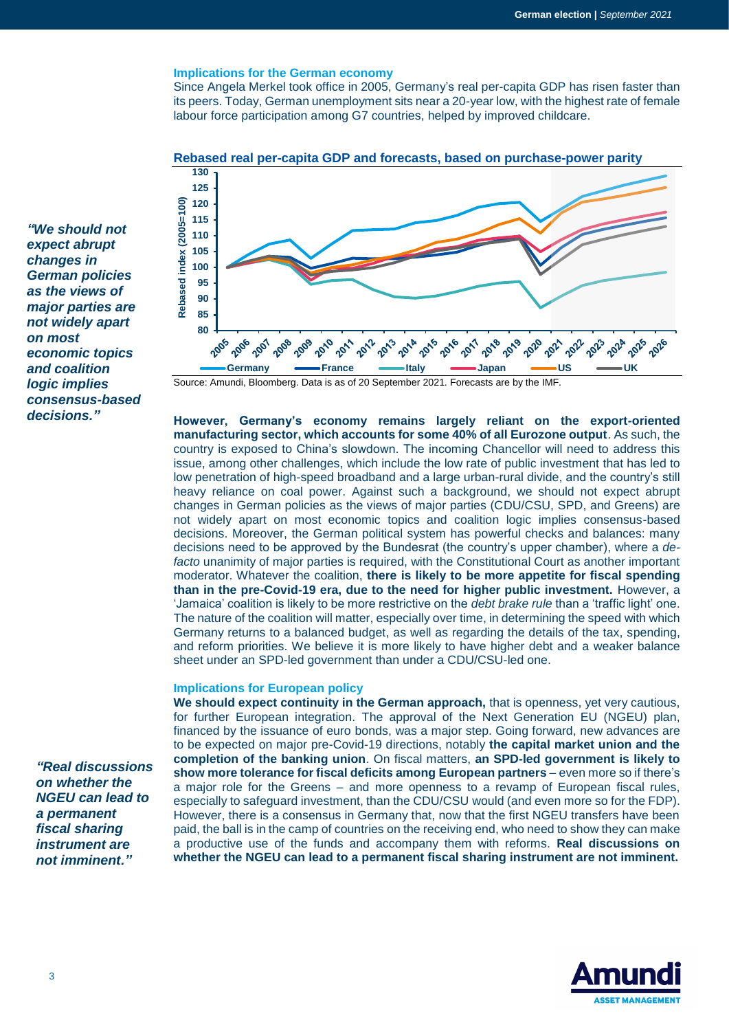### Implications for the German economy

Since Angela Merkel took office in 2005, Germany's real per-capita GDP has risen faster than its peers. Today, German unemployment sits near a 20-year low, with the highest rate of female labour force participation among G7 countries, helped by improved childcare.

**Rebased real per-capita GDP and forecasts, based on purchase-power parity**

Source: Amundi, Bloomberg. Data is as of 20 September 2021. Forecasts are by the IMF.

*"We should not expect abrupt changes in German policies as the views of major parties are not widely apart on most economic topics and coalition logic implies consensus-based decisions."*

**However, Germany's economy remains largely reliant on the export-oriented manufacturing sector, which accounts for some 40% of all Eurozone output**. As such, the country is exposed to China's slowdown. The incoming Chancellor will need to address this issue, among other challenges, which include the low rate of public investment that has led to low penetration of high-speed broadband and a large urban-rural divide, and the country's still heavy reliance on coal power. Against such a background, we should not expect abrupt changes in German policies as the views of major parties (CDU/CSU, SPD, and Greens) are not widely apart on most economic topics and coalition logic implies consensus-based decisions. Moreover, the German political system has powerful checks and balances: many decisions need to be approved by the Bundesrat (the country's upper chamber), where a *de-facto* unanimity of major parties is required, with the Constitutional Court as another important moderator. Whatever the coalition, **there is likely to be more appetite for fiscal spending than in the pre-Covid-19 era, due to the need for higher public investment.** However, a 'Jamaica' coalition is likely to be more restrictive on the *debt brake rule* than a 'traffic light' one. The nature of the coalition will matter, especially over time, in determining the speed with which Germany returns to a balanced budget, as well as regarding the details of the tax, spending, and reform priorities. We believe it is more likely to have higher debt and a weaker balance sheet under an SPD-led government than under a CDU/CSU-led one.

### Implications for European policy

*"Real discussions on whether the NGEU can lead to a permanent fiscal sharing instrument are not imminent."*

**We should expect continuity in the German approach,** that is openness, yet very cautious, for further European integration. The approval of the Next Generation EU (NGEU) plan, financed by the issuance of euro bonds, was a major step. Going forward, new advances are to be expected on major pre-Covid-19 directions, notably **the capital market union and the completion of the banking union**. On fiscal matters, **an SPD-led government is likely to show more tolerance for fiscal deficits among European partners** – even more so if there's a major role for the Greens – and more openness to a revamp of European fiscal rules, especially to safeguard investment, than the CDU/CSU would (and even more so for the FDP). However, there is a consensus in Germany that, now that the first NGEU transfers have been paid, the ball is in the camp of countries on the receiving end, who need to show they can make a productive use of the funds and accompany them with reforms. **Real discussions on whether the NGEU can lead to a permanent fiscal sharing instrument are not imminent.**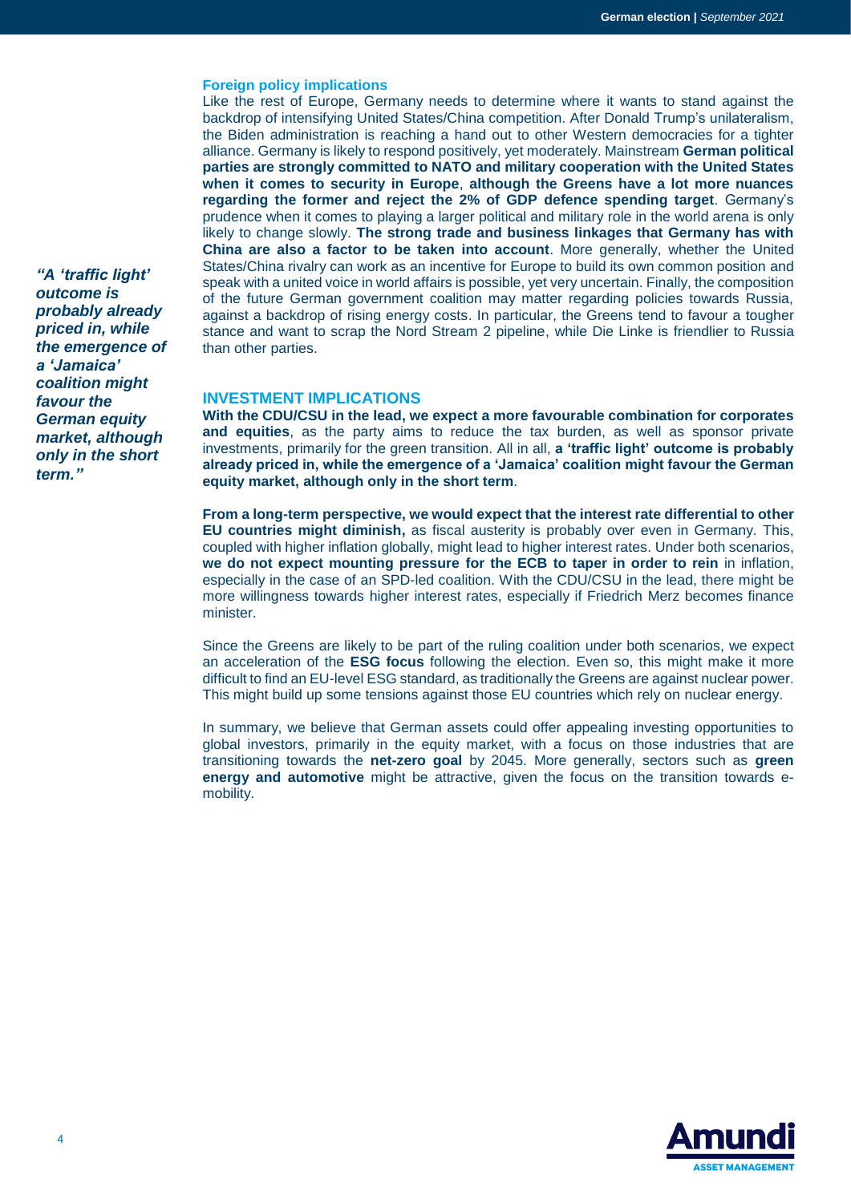### Foreign policy implications

Like the rest of Europe, Germany needs to determine where it wants to stand against the backdrop of intensifying United States/China competition. After Donald Trump's unilateralism, the Biden administration is reaching a hand out to other Western democracies for a tighter alliance. Germany is likely to respond positively, yet moderately. Mainstream **German political parties are strongly committed to NATO and military cooperation with the United States when it comes to security in Europe**, **although the Greens have a lot more nuances regarding the former and reject the 2% of GDP defence spending target**. Germany's prudence when it comes to playing a larger political and military role in the world arena is only likely to change slowly. **The strong trade and business linkages that Germany has with China are also a factor to be taken into account**. More generally, whether the United States/China rivalry can work as an incentive for Europe to build its own common position and speak with a united voice in world affairs is possible, yet very uncertain. Finally, the composition of the future German government coalition may matter regarding policies towards Russia, against a backdrop of rising energy costs. In particular, the Greens tend to favour a tougher stance and want to scrap the Nord Stream 2 pipeline, while Die Linke is friendlier to Russia than other parties.

***"A 'traffic light' outcome is probably already priced in, while the emergence of a 'Jamaica' coalition might favour the German equity market, although only in the short term."***

## INVESTMENT IMPLICATIONS

**With the CDU/CSU in the lead, we expect a more favourable combination for corporates and equities**, as the party aims to reduce the tax burden, as well as sponsor private investments, primarily for the green transition. All in all, **a 'traffic light' outcome is probably already priced in, while the emergence of a 'Jamaica' coalition might favour the German equity market, although only in the short term**.

**From a long-term perspective, we would expect that the interest rate differential to other EU countries might diminish,** as fiscal austerity is probably over even in Germany. This, coupled with higher inflation globally, might lead to higher interest rates. Under both scenarios, **we do not expect mounting pressure for the ECB to taper in order to rein** in inflation, especially in the case of an SPD-led coalition. With the CDU/CSU in the lead, there might be more willingness towards higher interest rates, especially if Friedrich Merz becomes finance minister.

Since the Greens are likely to be part of the ruling coalition under both scenarios, we expect an acceleration of the **ESG focus** following the election. Even so, this might make it more difficult to find an EU-level ESG standard, as traditionally the Greens are against nuclear power. This might build up some tensions against those EU countries which rely on nuclear energy.

In summary, we believe that German assets could offer appealing investing opportunities to global investors, primarily in the equity market, with a focus on those industries that are transitioning towards the **net-zero goal** by 2045. More generally, sectors such as **green energy and automotive** might be attractive, given the focus on the transition towards e-mobility.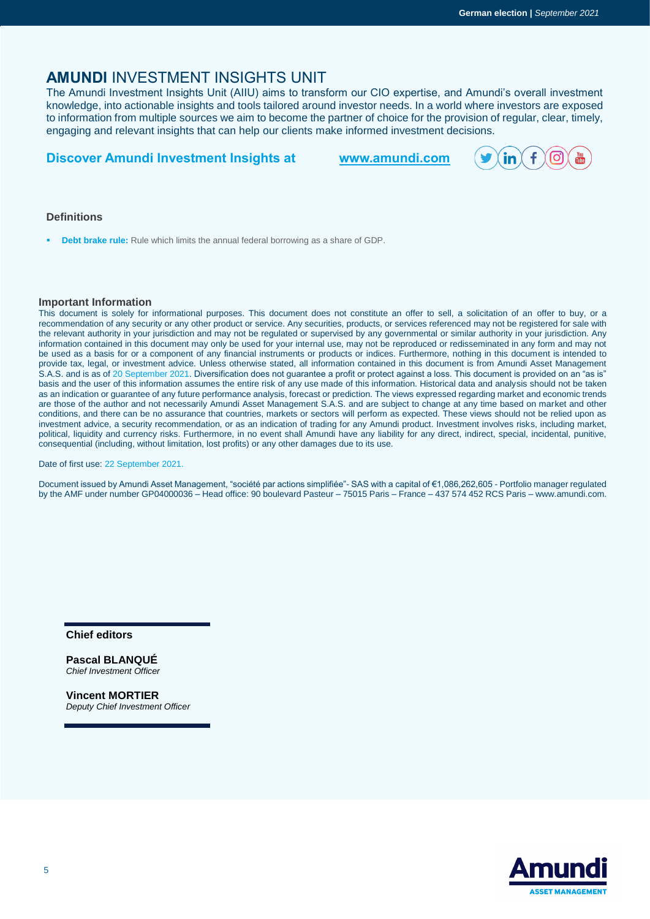## **AMUNDI** INVESTMENT INSIGHTS UNIT

The Amundi Investment Insights Unit (AIIU) aims to transform our CIO expertise, and Amundi's overall investment knowledge, into actionable insights and tools tailored around investor needs. In a world where investors are exposed to information from multiple sources we aim to become the partner of choice for the provision of regular, clear, timely, engaging and relevant insights that can help our clients make informed investment decisions.

**Discover Amundi Investment Insights at www.amundi.com**

### Definitions

- **Debt brake rule:** Rule which limits the annual federal borrowing as a share of GDP.

### Important Information

This document is solely for informational purposes. This document does not constitute an offer to sell, a solicitation of an offer to buy, or a recommendation of any security or any other product or service. Any securities, products, or services referenced may not be registered for sale with the relevant authority in your jurisdiction and may not be regulated or supervised by any governmental or similar authority in your jurisdiction. Any information contained in this document may only be used for your internal use, may not be reproduced or redisseminated in any form and may not be used as a basis for or a component of any financial instruments or products or indices. Furthermore, nothing in this document is intended to provide tax, legal, or investment advice. Unless otherwise stated, all information contained in this document is from Amundi Asset Management S.A.S. and is as of 20 September 2021. Diversification does not guarantee a profit or protect against a loss. This document is provided on an "as is" basis and the user of this information assumes the entire risk of any use made of this information. Historical data and analysis should not be taken as an indication or guarantee of any future performance analysis, forecast or prediction. The views expressed regarding market and economic trends are those of the author and not necessarily Amundi Asset Management S.A.S. and are subject to change at any time based on market and other conditions, and there can be no assurance that countries, markets or sectors will perform as expected. These views should not be relied upon as investment advice, a security recommendation, or as an indication of trading for any Amundi product. Investment involves risks, including market, political, liquidity and currency risks. Furthermore, in no event shall Amundi have any liability for any direct, indirect, special, incidental, punitive, consequential (including, without limitation, lost profits) or any other damages due to its use.

Date of first use: 22 September 2021.

Document issued by Amundi Asset Management, "société par actions simplifiée"- SAS with a capital of €1,086,262,605 - Portfolio manager regulated by the AMF under number GP04000036 – Head office: 90 boulevard Pasteur – 75015 Paris – France – 437 574 452 RCS Paris – www.amundi.com.

**Chief editors**

**Pascal BLANQUÉ**
*Chief Investment Officer*

**Vincent MORTIER**
*Deputy Chief Investment Officer*